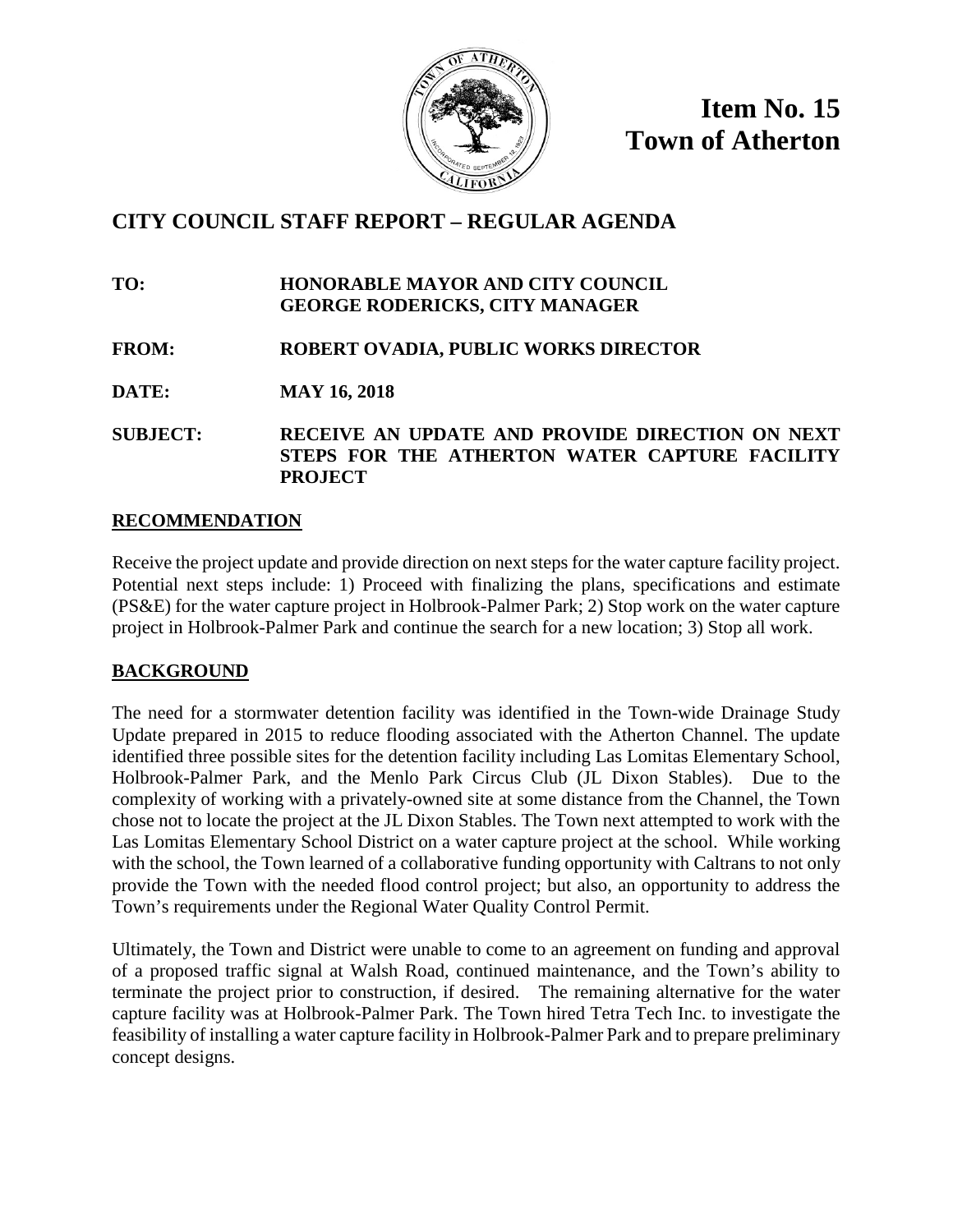# Item No. 15
# Town of Atherton

## CITY COUNCIL STAFF REPORT – REGULAR AGENDA

**TO:** HONORABLE MAYOR AND CITY COUNCIL
GEORGE RODERICKS, CITY MANAGER

**FROM:** ROBERT OVADIA, PUBLIC WORKS DIRECTOR

**DATE:** MAY 16, 2018

**SUBJECT:** RECEIVE AN UPDATE AND PROVIDE DIRECTION ON NEXT STEPS FOR THE ATHERTON WATER CAPTURE FACILITY PROJECT

## RECOMMENDATION

Receive the project update and provide direction on next steps for the water capture facility project. Potential next steps include: 1) Proceed with finalizing the plans, specifications and estimate (PS&E) for the water capture project in Holbrook-Palmer Park; 2) Stop work on the water capture project in Holbrook-Palmer Park and continue the search for a new location; 3) Stop all work.

## BACKGROUND

The need for a stormwater detention facility was identified in the Town-wide Drainage Study Update prepared in 2015 to reduce flooding associated with the Atherton Channel. The update identified three possible sites for the detention facility including Las Lomitas Elementary School, Holbrook-Palmer Park, and the Menlo Park Circus Club (JL Dixon Stables). Due to the complexity of working with a privately-owned site at some distance from the Channel, the Town chose not to locate the project at the JL Dixon Stables. The Town next attempted to work with the Las Lomitas Elementary School District on a water capture project at the school. While working with the school, the Town learned of a collaborative funding opportunity with Caltrans to not only provide the Town with the needed flood control project; but also, an opportunity to address the Town's requirements under the Regional Water Quality Control Permit.

Ultimately, the Town and District were unable to come to an agreement on funding and approval of a proposed traffic signal at Walsh Road, continued maintenance, and the Town's ability to terminate the project prior to construction, if desired. The remaining alternative for the water capture facility was at Holbrook-Palmer Park. The Town hired Tetra Tech Inc. to investigate the feasibility of installing a water capture facility in Holbrook-Palmer Park and to prepare preliminary concept designs.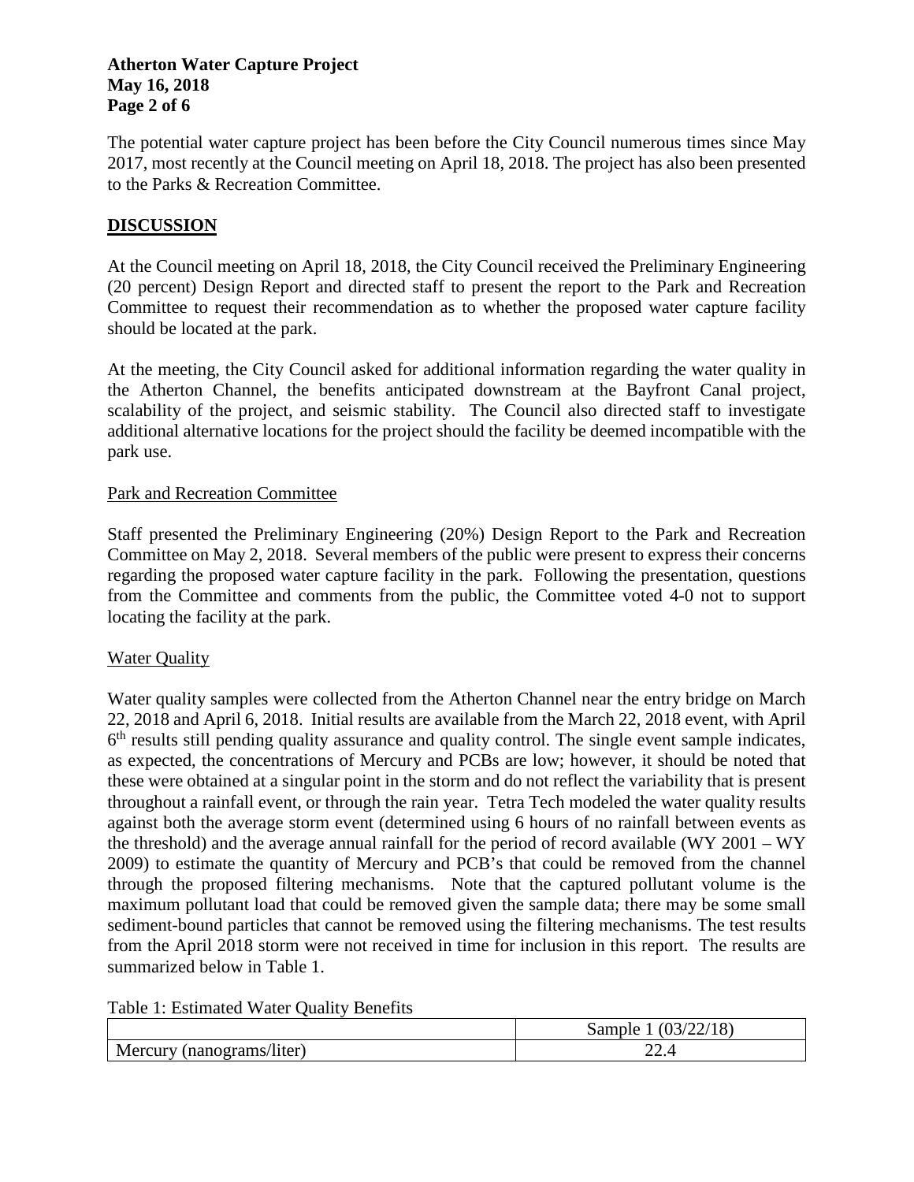The potential water capture project has been before the City Council numerous times since May 2017, most recently at the Council meeting on April 18, 2018. The project has also been presented to the Parks & Recreation Committee.

## DISCUSSION

At the Council meeting on April 18, 2018, the City Council received the Preliminary Engineering (20 percent) Design Report and directed staff to present the report to the Park and Recreation Committee to request their recommendation as to whether the proposed water capture facility should be located at the park.

At the meeting, the City Council asked for additional information regarding the water quality in the Atherton Channel, the benefits anticipated downstream at the Bayfront Canal project, scalability of the project, and seismic stability. The Council also directed staff to investigate additional alternative locations for the project should the facility be deemed incompatible with the park use.

### Park and Recreation Committee

Staff presented the Preliminary Engineering (20%) Design Report to the Park and Recreation Committee on May 2, 2018. Several members of the public were present to express their concerns regarding the proposed water capture facility in the park. Following the presentation, questions from the Committee and comments from the public, the Committee voted 4-0 not to support locating the facility at the park.

### Water Quality

Water quality samples were collected from the Atherton Channel near the entry bridge on March 22, 2018 and April 6, 2018. Initial results are available from the March 22, 2018 event, with April 6th results still pending quality assurance and quality control. The single event sample indicates, as expected, the concentrations of Mercury and PCBs are low; however, it should be noted that these were obtained at a singular point in the storm and do not reflect the variability that is present throughout a rainfall event, or through the rain year. Tetra Tech modeled the water quality results against both the average storm event (determined using 6 hours of no rainfall between events as the threshold) and the average annual rainfall for the period of record available (WY 2001 – WY 2009) to estimate the quantity of Mercury and PCB's that could be removed from the channel through the proposed filtering mechanisms. Note that the captured pollutant volume is the maximum pollutant load that could be removed given the sample data; there may be some small sediment-bound particles that cannot be removed using the filtering mechanisms. The test results from the April 2018 storm were not received in time for inclusion in this report. The results are summarized below in Table 1.

Table 1: Estimated Water Quality Benefits

| | Sample 1 (03/22/18) |
|---|---|
| Mercury (nanograms/liter) | 22.4 |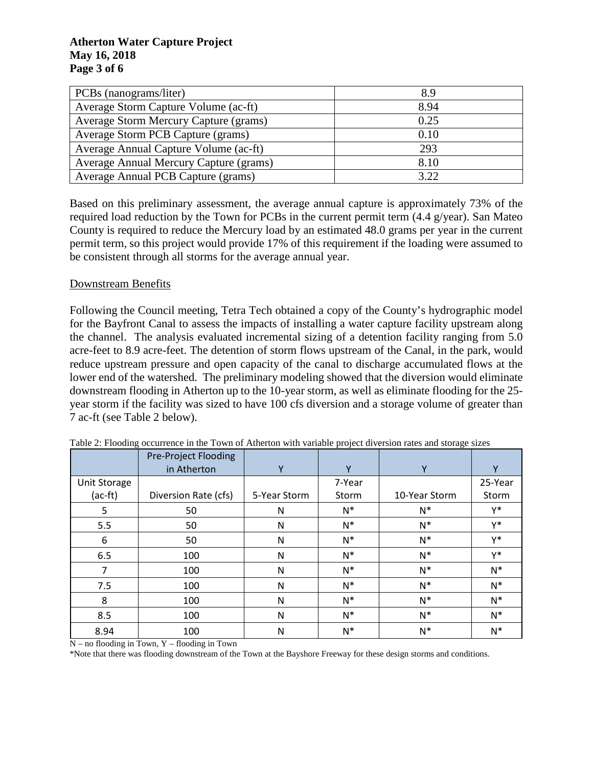| PCBs (nanograms/liter) | 8.9 |
|---|---|
| Average Storm Capture Volume (ac-ft) | 8.94 |
| Average Storm Mercury Capture (grams) | 0.25 |
| Average Storm PCB Capture (grams) | 0.10 |
| Average Annual Capture Volume (ac-ft) | 293 |
| Average Annual Mercury Capture (grams) | 8.10 |
| Average Annual PCB Capture (grams) | 3.22 |

Based on this preliminary assessment, the average annual capture is approximately 73% of the required load reduction by the Town for PCBs in the current permit term (4.4 g/year). San Mateo County is required to reduce the Mercury load by an estimated 48.0 grams per year in the current permit term, so this project would provide 17% of this requirement if the loading were assumed to be consistent through all storms for the average annual year.

<u>Downstream Benefits</u>

Following the Council meeting, Tetra Tech obtained a copy of the County's hydrographic model for the Bayfront Canal to assess the impacts of installing a water capture facility upstream along the channel. The analysis evaluated incremental sizing of a detention facility ranging from 5.0 acre-feet to 8.9 acre-feet. The detention of storm flows upstream of the Canal, in the park, would reduce upstream pressure and open capacity of the canal to discharge accumulated flows at the lower end of the watershed. The preliminary modeling showed that the diversion would eliminate downstream flooding in Atherton up to the 10-year storm, as well as eliminate flooding for the 25-year storm if the facility was sized to have 100 cfs diversion and a storage volume of greater than 7 ac-ft (see Table 2 below).

Table 2: Flooding occurrence in the Town of Atherton with variable project diversion rates and storage sizes

| | Pre-Project Flooding in Atherton | Y | Y | Y | Y |
|---|---|---|---|---|---|
| Unit Storage (ac-ft) | Diversion Rate (cfs) | 5-Year Storm | 7-Year Storm | 10-Year Storm | 25-Year Storm |
| 5 | 50 | N | N* | N* | Y* |
| 5.5 | 50 | N | N* | N* | Y* |
| 6 | 50 | N | N* | N* | Y* |
| 6.5 | 100 | N | N* | N* | Y* |
| 7 | 100 | N | N* | N* | N* |
| 7.5 | 100 | N | N* | N* | N* |
| 8 | 100 | N | N* | N* | N* |
| 8.5 | 100 | N | N* | N* | N* |
| 8.94 | 100 | N | N* | N* | N* |

N – no flooding in Town, Y – flooding in Town

*Note that there was flooding downstream of the Town at the Bayshore Freeway for these design storms and conditions.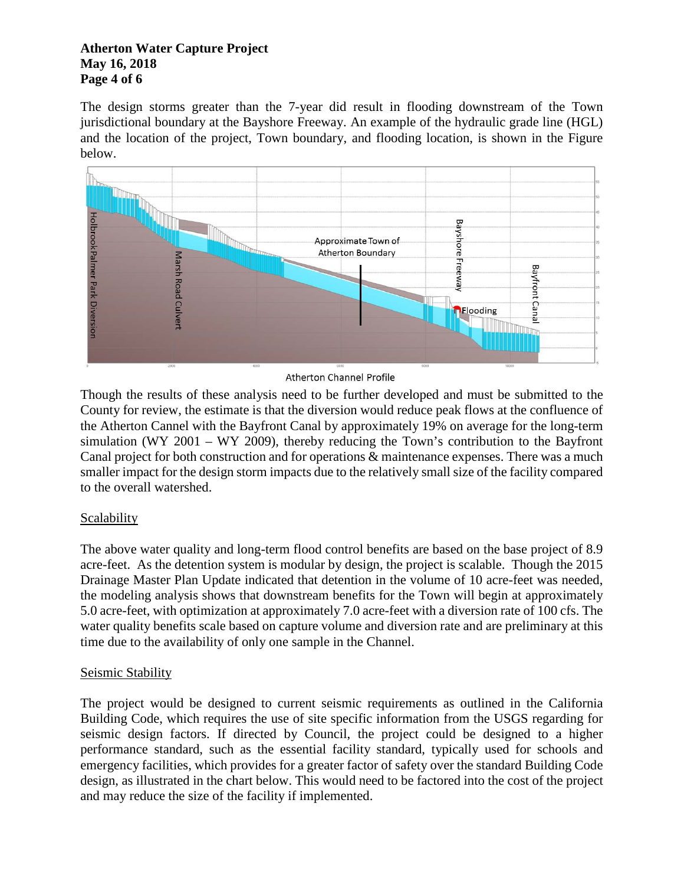The design storms greater than the 7-year did result in flooding downstream of the Town jurisdictional boundary at the Bayshore Freeway. An example of the hydraulic grade line (HGL) and the location of the project, Town boundary, and flooding location, is shown in the Figure below.

Atherton Channel Profile

Though the results of these analysis need to be further developed and must be submitted to the County for review, the estimate is that the diversion would reduce peak flows at the confluence of the Atherton Cannel with the Bayfront Canal by approximately 19% on average for the long-term simulation (WY 2001 – WY 2009), thereby reducing the Town's contribution to the Bayfront Canal project for both construction and for operations & maintenance expenses. There was a much smaller impact for the design storm impacts due to the relatively small size of the facility compared to the overall watershed.

## Scalability

The above water quality and long-term flood control benefits are based on the base project of 8.9 acre-feet. As the detention system is modular by design, the project is scalable. Though the 2015 Drainage Master Plan Update indicated that detention in the volume of 10 acre-feet was needed, the modeling analysis shows that downstream benefits for the Town will begin at approximately 5.0 acre-feet, with optimization at approximately 7.0 acre-feet with a diversion rate of 100 cfs. The water quality benefits scale based on capture volume and diversion rate and are preliminary at this time due to the availability of only one sample in the Channel.

## Seismic Stability

The project would be designed to current seismic requirements as outlined in the California Building Code, which requires the use of site specific information from the USGS regarding for seismic design factors. If directed by Council, the project could be designed to a higher performance standard, such as the essential facility standard, typically used for schools and emergency facilities, which provides for a greater factor of safety over the standard Building Code design, as illustrated in the chart below. This would need to be factored into the cost of the project and may reduce the size of the facility if implemented.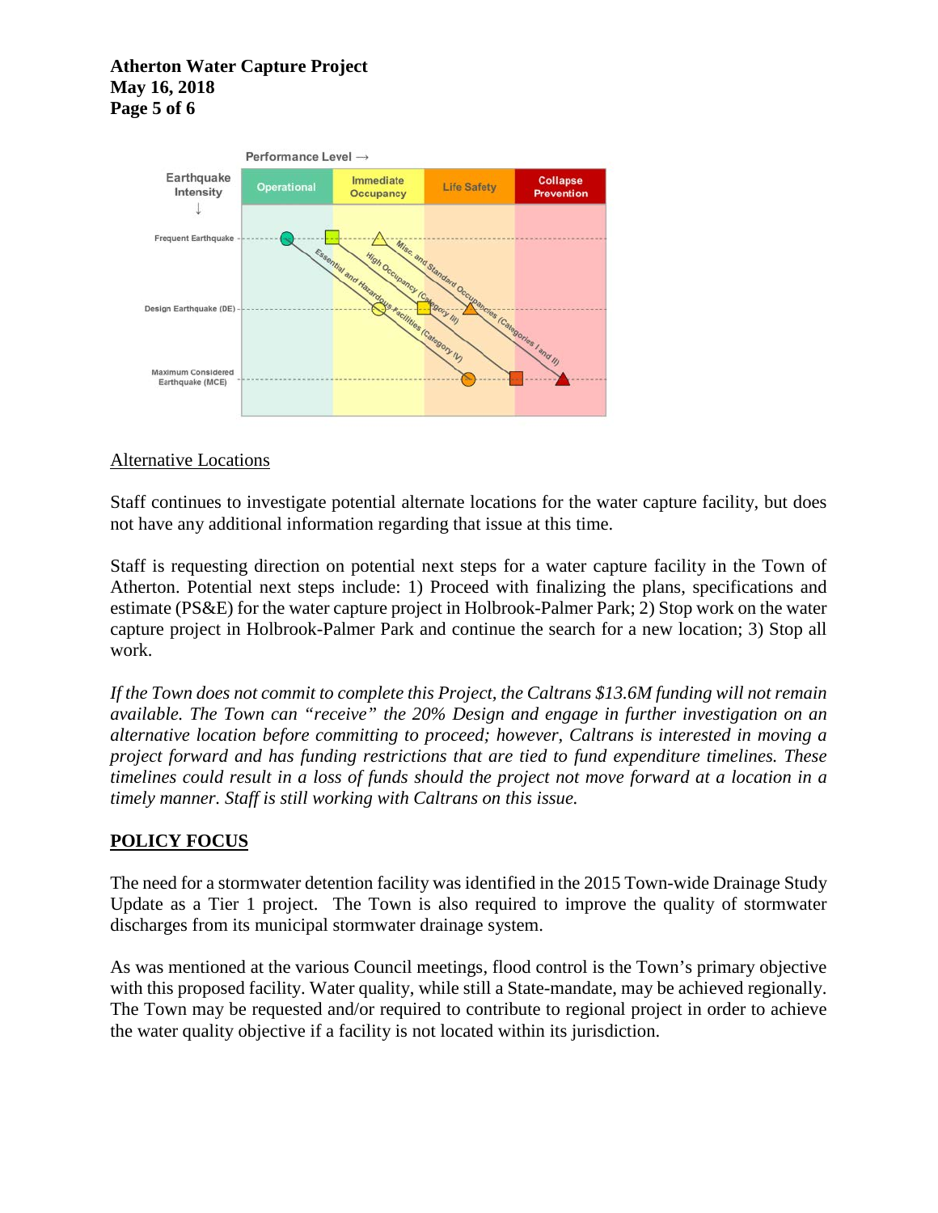Performance Level →

Earthquake Intensity ↓

Operational | Immediate Occupancy | Life Safety | Collapse Prevention

Frequent Earthquake

Design Earthquake (DE)

Maximum Considered Earthquake (MCE)

Essential and Hazardous Facilities (Category IV)

High Occupancy (Category III)

Misc. and Standard Occupancies (Categories I and II)

## Alternative Locations

Staff continues to investigate potential alternate locations for the water capture facility, but does not have any additional information regarding that issue at this time.

Staff is requesting direction on potential next steps for a water capture facility in the Town of Atherton. Potential next steps include: 1) Proceed with finalizing the plans, specifications and estimate (PS&E) for the water capture project in Holbrook-Palmer Park; 2) Stop work on the water capture project in Holbrook-Palmer Park and continue the search for a new location; 3) Stop all work.

*If the Town does not commit to complete this Project, the Caltrans $13.6M funding will not remain available. The Town can "receive" the 20% Design and engage in further investigation on an alternative location before committing to proceed; however, Caltrans is interested in moving a project forward and has funding restrictions that are tied to fund expenditure timelines. These timelines could result in a loss of funds should the project not move forward at a location in a timely manner. Staff is still working with Caltrans on this issue.*

## POLICY FOCUS

The need for a stormwater detention facility was identified in the 2015 Town-wide Drainage Study Update as a Tier 1 project. The Town is also required to improve the quality of stormwater discharges from its municipal stormwater drainage system.

As was mentioned at the various Council meetings, flood control is the Town's primary objective with this proposed facility. Water quality, while still a State-mandate, may be achieved regionally. The Town may be requested and/or required to contribute to regional project in order to achieve the water quality objective if a facility is not located within its jurisdiction.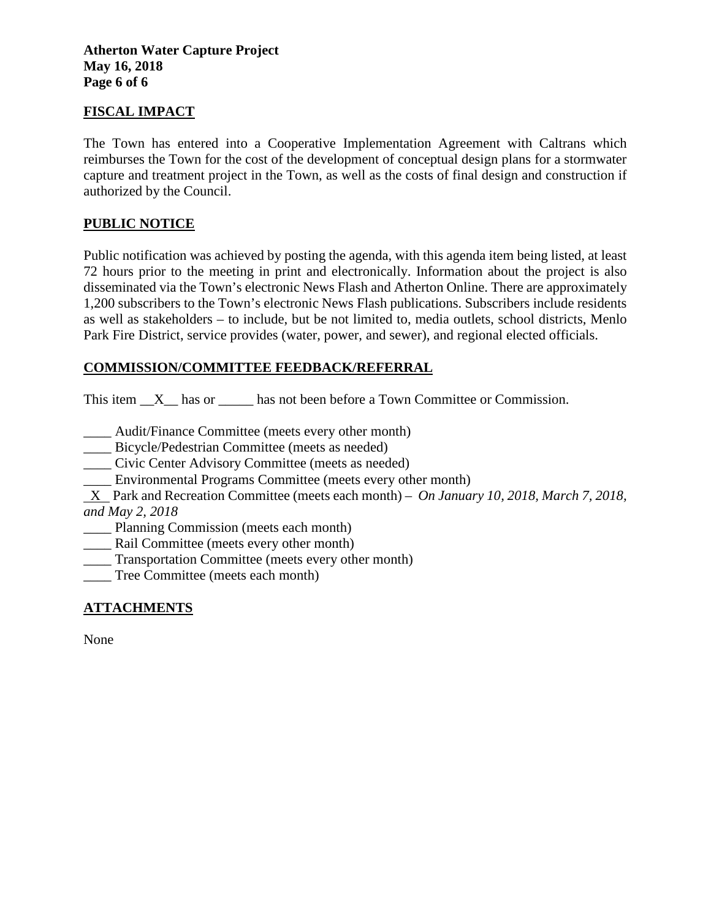## FISCAL IMPACT

The Town has entered into a Cooperative Implementation Agreement with Caltrans which reimburses the Town for the cost of the development of conceptual design plans for a stormwater capture and treatment project in the Town, as well as the costs of final design and construction if authorized by the Council.

## PUBLIC NOTICE

Public notification was achieved by posting the agenda, with this agenda item being listed, at least 72 hours prior to the meeting in print and electronically. Information about the project is also disseminated via the Town's electronic News Flash and Atherton Online. There are approximately 1,200 subscribers to the Town's electronic News Flash publications. Subscribers include residents as well as stakeholders – to include, but be not limited to, media outlets, school districts, Menlo Park Fire District, service provides (water, power, and sewer), and regional elected officials.

## COMMISSION/COMMITTEE FEEDBACK/REFERRAL

This item __X__ has or _____ has not been before a Town Committee or Commission.

____ Audit/Finance Committee (meets every other month)
____ Bicycle/Pedestrian Committee (meets as needed)
____ Civic Center Advisory Committee (meets as needed)
____ Environmental Programs Committee (meets every other month)
_X_ Park and Recreation Committee (meets each month) – *On January 10, 2018, March 7, 2018, and May 2, 2018*
____ Planning Commission (meets each month)
____ Rail Committee (meets every other month)
____ Transportation Committee (meets every other month)
____ Tree Committee (meets each month)

## ATTACHMENTS

None